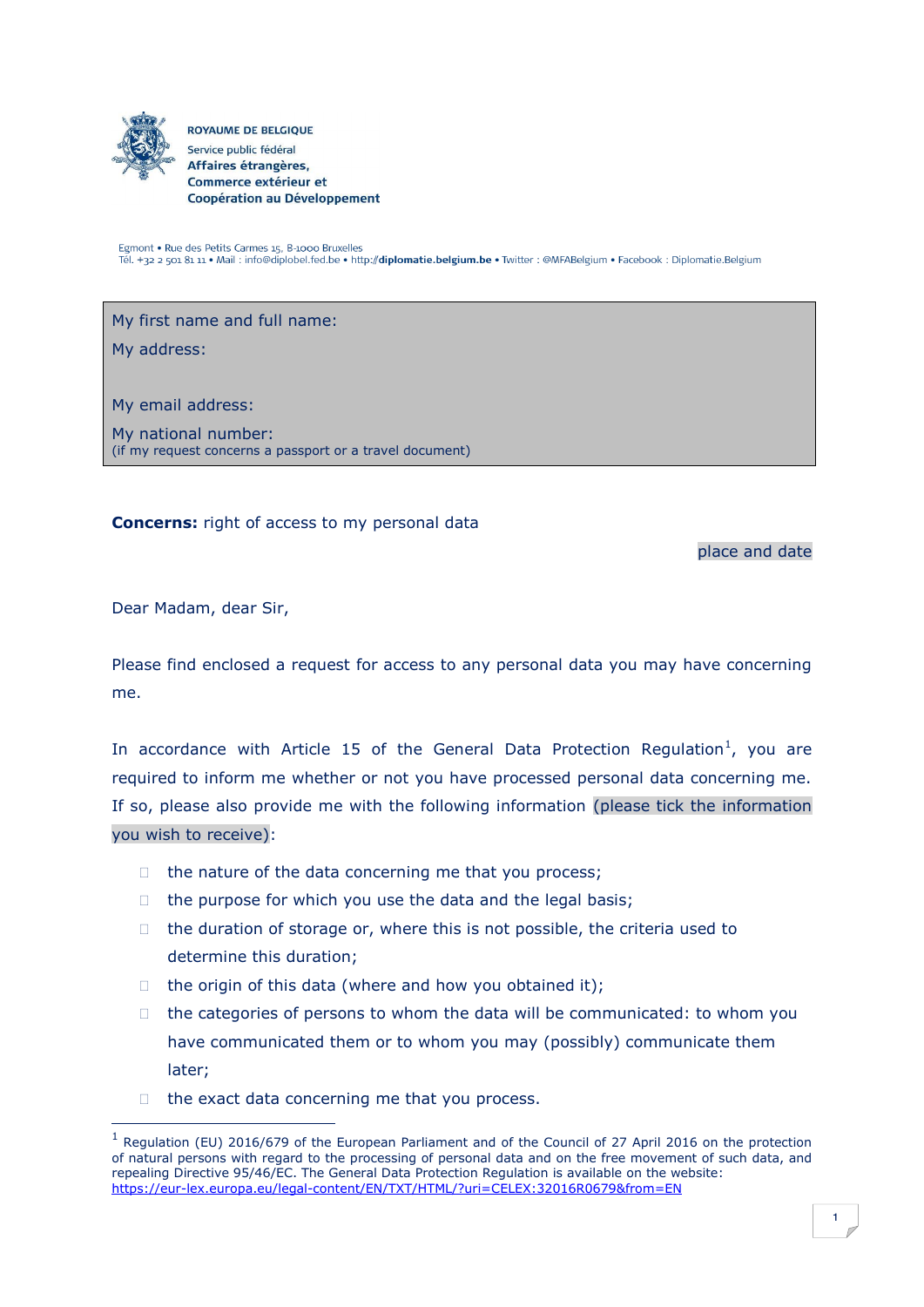**ROYAUME DE BELGIQUE**
Service public fédéral
**Affaires étrangères,**
**Commerce extérieur et**
**Coopération au Développement**

Egmont • Rue des Petits Carmes 15, B-1000 Bruxelles
Tél. +32 2 501 81 11 • Mail : info@diplobel.fed.be • http://**diplomatie.belgium.be** • Twitter : @MFABelgium • Facebook : Diplomatie.Belgium

My first name and full name:

My address:

My email address:

My national number:
(if my request concerns a passport or a travel document)

**Concerns:** right of access to my personal data

place and date

Dear Madam, dear Sir,

Please find enclosed a request for access to any personal data you may have concerning me.

In accordance with Article 15 of the General Data Protection Regulation[1], you are required to inform me whether or not you have processed personal data concerning me. If so, please also provide me with the following information (please tick the information you wish to receive):

- ☐ the nature of the data concerning me that you process;
- ☐ the purpose for which you use the data and the legal basis;
- ☐ the duration of storage or, where this is not possible, the criteria used to determine this duration;
- ☐ the origin of this data (where and how you obtained it);
- ☐ the categories of persons to whom the data will be communicated: to whom you have communicated them or to whom you may (possibly) communicate them later;
- ☐ the exact data concerning me that you process.

---

[1] Regulation (EU) 2016/679 of the European Parliament and of the Council of 27 April 2016 on the protection of natural persons with regard to the processing of personal data and on the free movement of such data, and repealing Directive 95/46/EC. The General Data Protection Regulation is available on the website: https://eur-lex.europa.eu/legal-content/EN/TXT/HTML/?uri=CELEX:32016R0679&from=EN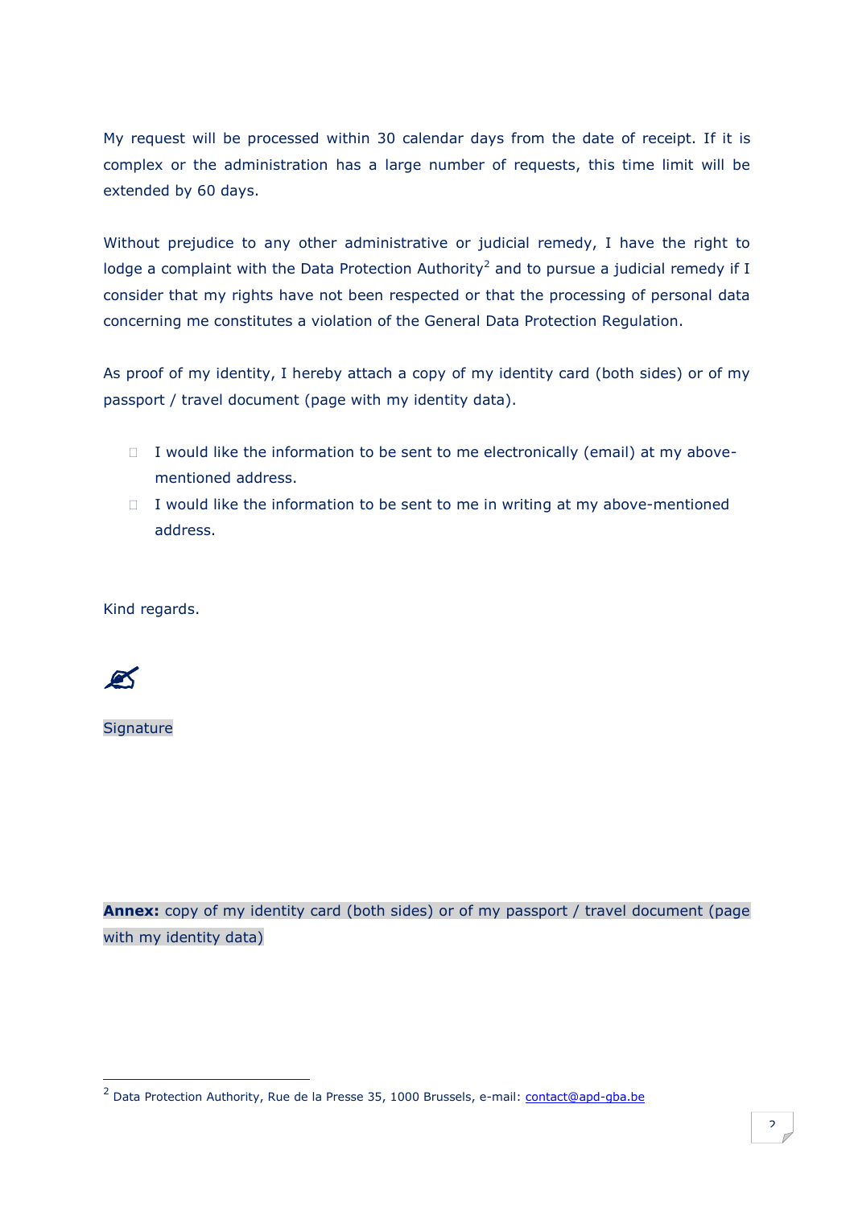My request will be processed within 30 calendar days from the date of receipt. If it is complex or the administration has a large number of requests, this time limit will be extended by 60 days.

Without prejudice to any other administrative or judicial remedy, I have the right to lodge a complaint with the Data Protection Authority[2] and to pursue a judicial remedy if I consider that my rights have not been respected or that the processing of personal data concerning me constitutes a violation of the General Data Protection Regulation.

As proof of my identity, I hereby attach a copy of my identity card (both sides) or of my passport / travel document (page with my identity data).

- ☐ I would like the information to be sent to me electronically (email) at my above-mentioned address.
- ☐ I would like the information to be sent to me in writing at my above-mentioned address.

Kind regards.

Signature

**Annex:** copy of my identity card (both sides) or of my passport / travel document (page with my identity data)

[2] Data Protection Authority, Rue de la Presse 35, 1000 Brussels, e-mail: contact@apd-gba.be